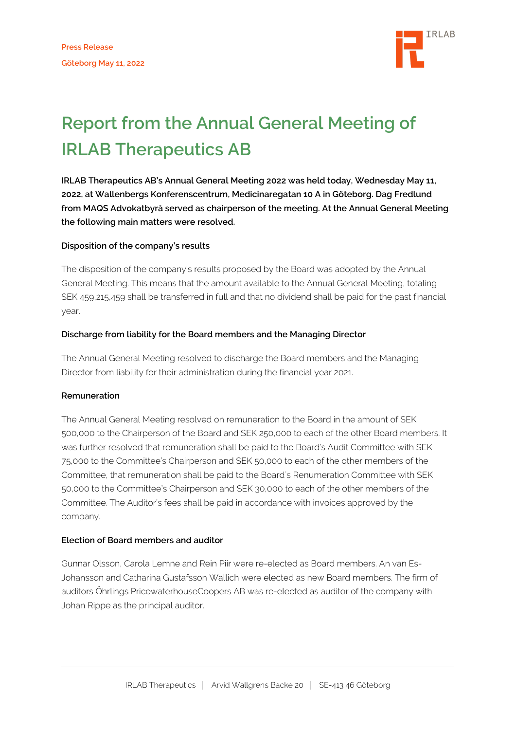Press Release

Göteborg May 11, 2022

# Report from the Annual General Meeting of IRLAB Therapeutics AB

**IRLAB Therapeutics AB's Annual General Meeting 2022 was held today, Wednesday May 11, 2022, at Wallenbergs Konferenscentrum, Medicinaregatan 10 A in Göteborg. Dag Fredlund from MAQS Advokatbyrå served as chairperson of the meeting. At the Annual General Meeting the following main matters were resolved.**

**Disposition of the company's results**

The disposition of the company's results proposed by the Board was adopted by the Annual General Meeting. This means that the amount available to the Annual General Meeting, totaling SEK 459,215,459 shall be transferred in full and that no dividend shall be paid for the past financial year.

**Discharge from liability for the Board members and the Managing Director**

The Annual General Meeting resolved to discharge the Board members and the Managing Director from liability for their administration during the financial year 2021.

**Remuneration**

The Annual General Meeting resolved on remuneration to the Board in the amount of SEK 500,000 to the Chairperson of the Board and SEK 250,000 to each of the other Board members. It was further resolved that remuneration shall be paid to the Board's Audit Committee with SEK 75,000 to the Committee's Chairperson and SEK 50,000 to each of the other members of the Committee, that remuneration shall be paid to the Board´s Renumeration Committee with SEK 50,000 to the Committee's Chairperson and SEK 30,000 to each of the other members of the Committee. The Auditor's fees shall be paid in accordance with invoices approved by the company.

**Election of Board members and auditor**

Gunnar Olsson, Carola Lemne and Rein Piir were re-elected as Board members. An van Es-Johansson and Catharina Gustafsson Wallich were elected as new Board members. The firm of auditors Öhrlings PricewaterhouseCoopers AB was re-elected as auditor of the company with Johan Rippe as the principal auditor.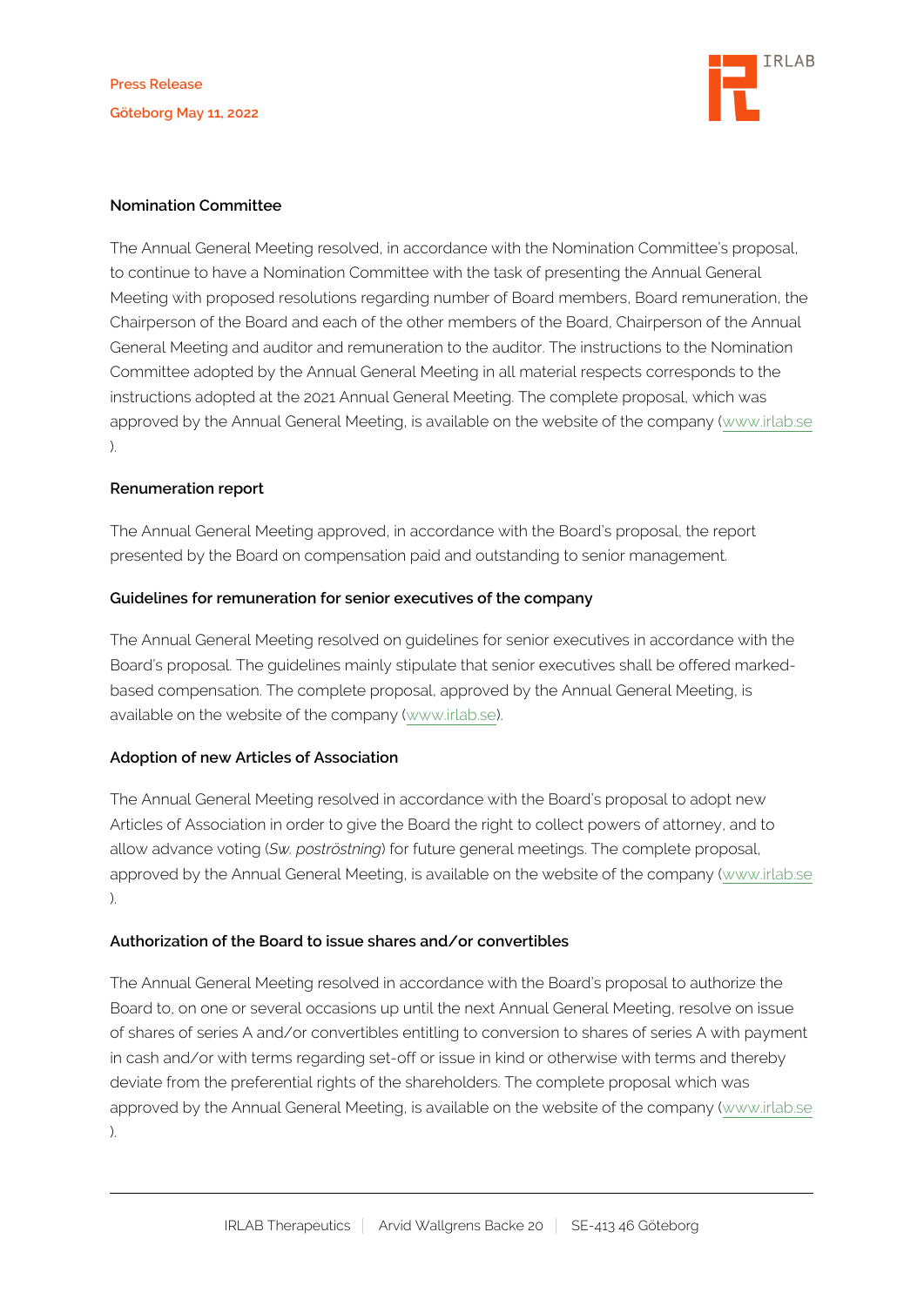**Nomination Committee**

The Annual General Meeting resolved, in accordance with the Nomination Committee's proposal, to continue to have a Nomination Committee with the task of presenting the Annual General Meeting with proposed resolutions regarding number of Board members, Board remuneration, the Chairperson of the Board and each of the other members of the Board, Chairperson of the Annual General Meeting and auditor and remuneration to the auditor. The instructions to the Nomination Committee adopted by the Annual General Meeting in all material respects corresponds to the instructions adopted at the 2021 Annual General Meeting. The complete proposal, which was approved by the Annual General Meeting, is available on the website of the company (www.irlab.se).

**Renumeration report**

The Annual General Meeting approved, in accordance with the Board's proposal, the report presented by the Board on compensation paid and outstanding to senior management.

**Guidelines for remuneration for senior executives of the company**

The Annual General Meeting resolved on guidelines for senior executives in accordance with the Board's proposal. The guidelines mainly stipulate that senior executives shall be offered marked-based compensation. The complete proposal, approved by the Annual General Meeting, is available on the website of the company (www.irlab.se).

**Adoption of new Articles of Association**

The Annual General Meeting resolved in accordance with the Board's proposal to adopt new Articles of Association in order to give the Board the right to collect powers of attorney, and to allow advance voting (*Sw. poströstning*) for future general meetings. The complete proposal, approved by the Annual General Meeting, is available on the website of the company (www.irlab.se).

**Authorization of the Board to issue shares and/or convertibles**

The Annual General Meeting resolved in accordance with the Board's proposal to authorize the Board to, on one or several occasions up until the next Annual General Meeting, resolve on issue of shares of series A and/or convertibles entitling to conversion to shares of series A with payment in cash and/or with terms regarding set-off or issue in kind or otherwise with terms and thereby deviate from the preferential rights of the shareholders. The complete proposal which was approved by the Annual General Meeting, is available on the website of the company (www.irlab.se).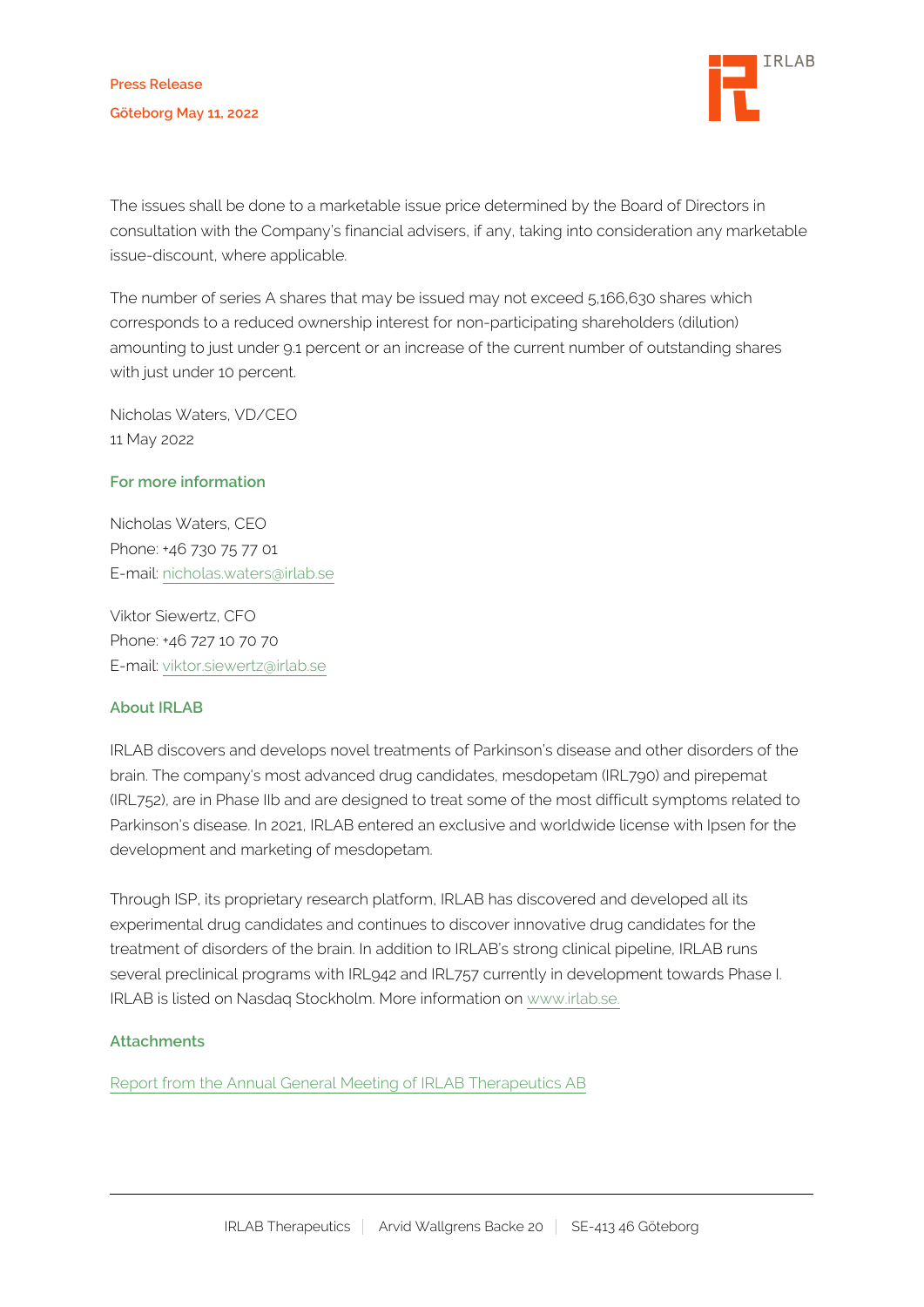The issues shall be done to a marketable issue price determined by the Board of Directors in consultation with the Company's financial advisers, if any, taking into consideration any marketable issue-discount, where applicable.

The number of series A shares that may be issued may not exceed 5,166,630 shares which corresponds to a reduced ownership interest for non-participating shareholders (dilution) amounting to just under 9.1 percent or an increase of the current number of outstanding shares with just under 10 percent.

Nicholas Waters, VD/CEO  
11 May 2022

### For more information

Nicholas Waters, CEO  
Phone: +46 730 75 77 01  
E-mail: nicholas.waters@irlab.se

Viktor Siewertz, CFO  
Phone: +46 727 10 70 70  
E-mail: viktor.siewertz@irlab.se

### About IRLAB

IRLAB discovers and develops novel treatments of Parkinson's disease and other disorders of the brain. The company's most advanced drug candidates, mesdopetam (IRL790) and pirepemat (IRL752), are in Phase IIb and are designed to treat some of the most difficult symptoms related to Parkinson's disease. In 2021, IRLAB entered an exclusive and worldwide license with Ipsen for the development and marketing of mesdopetam.

Through ISP, its proprietary research platform, IRLAB has discovered and developed all its experimental drug candidates and continues to discover innovative drug candidates for the treatment of disorders of the brain. In addition to IRLAB's strong clinical pipeline, IRLAB runs several preclinical programs with IRL942 and IRL757 currently in development towards Phase I. IRLAB is listed on Nasdaq Stockholm. More information on www.irlab.se.

### Attachments

Report from the Annual General Meeting of IRLAB Therapeutics AB